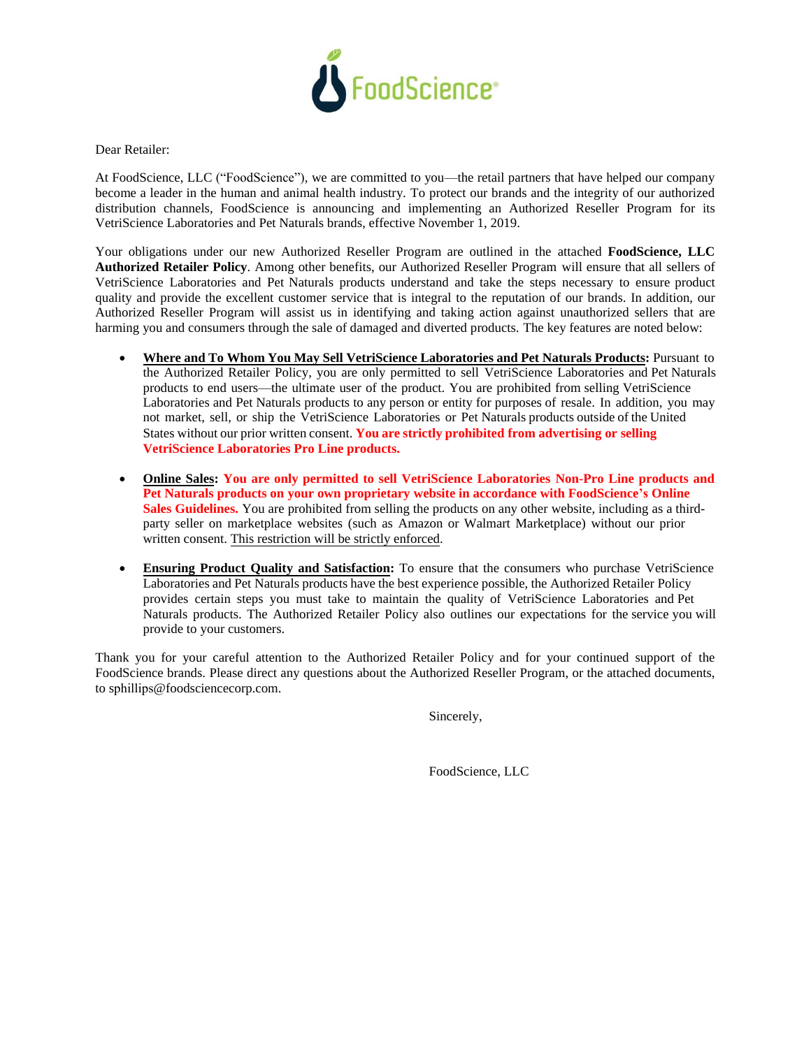FoodScience®

Dear Retailer:

At FoodScience, LLC ("FoodScience"), we are committed to you—the retail partners that have helped our company become a leader in the human and animal health industry. To protect our brands and the integrity of our authorized distribution channels, FoodScience is announcing and implementing an Authorized Reseller Program for its VetriScience Laboratories and Pet Naturals brands, effective November 1, 2019.

Your obligations under our new Authorized Reseller Program are outlined in the attached **FoodScience, LLC Authorized Retailer Policy**. Among other benefits, our Authorized Reseller Program will ensure that all sellers of VetriScience Laboratories and Pet Naturals products understand and take the steps necessary to ensure product quality and provide the excellent customer service that is integral to the reputation of our brands. In addition, our Authorized Reseller Program will assist us in identifying and taking action against unauthorized sellers that are harming you and consumers through the sale of damaged and diverted products. The key features are noted below:

- **Where and To Whom You May Sell VetriScience Laboratories and Pet Naturals Products:** Pursuant to the Authorized Retailer Policy, you are only permitted to sell VetriScience Laboratories and Pet Naturals products to end users—the ultimate user of the product. You are prohibited from selling VetriScience Laboratories and Pet Naturals products to any person or entity for purposes of resale. In addition, you may not market, sell, or ship the VetriScience Laboratories or Pet Naturals products outside of the United States without our prior written consent. **You are strictly prohibited from advertising or selling VetriScience Laboratories Pro Line products.**

- **Online Sales: You are only permitted to sell VetriScience Laboratories Non-Pro Line products and Pet Naturals products on your own proprietary website in accordance with FoodScience's Online Sales Guidelines.** You are prohibited from selling the products on any other website, including as a third-party seller on marketplace websites (such as Amazon or Walmart Marketplace) without our prior written consent. This restriction will be strictly enforced.

- **Ensuring Product Quality and Satisfaction:** To ensure that the consumers who purchase VetriScience Laboratories and Pet Naturals products have the best experience possible, the Authorized Retailer Policy provides certain steps you must take to maintain the quality of VetriScience Laboratories and Pet Naturals products. The Authorized Retailer Policy also outlines our expectations for the service you will provide to your customers.

Thank you for your careful attention to the Authorized Retailer Policy and for your continued support of the FoodScience brands. Please direct any questions about the Authorized Reseller Program, or the attached documents, to sphillips@foodsciencecorp.com.

Sincerely,

FoodScience, LLC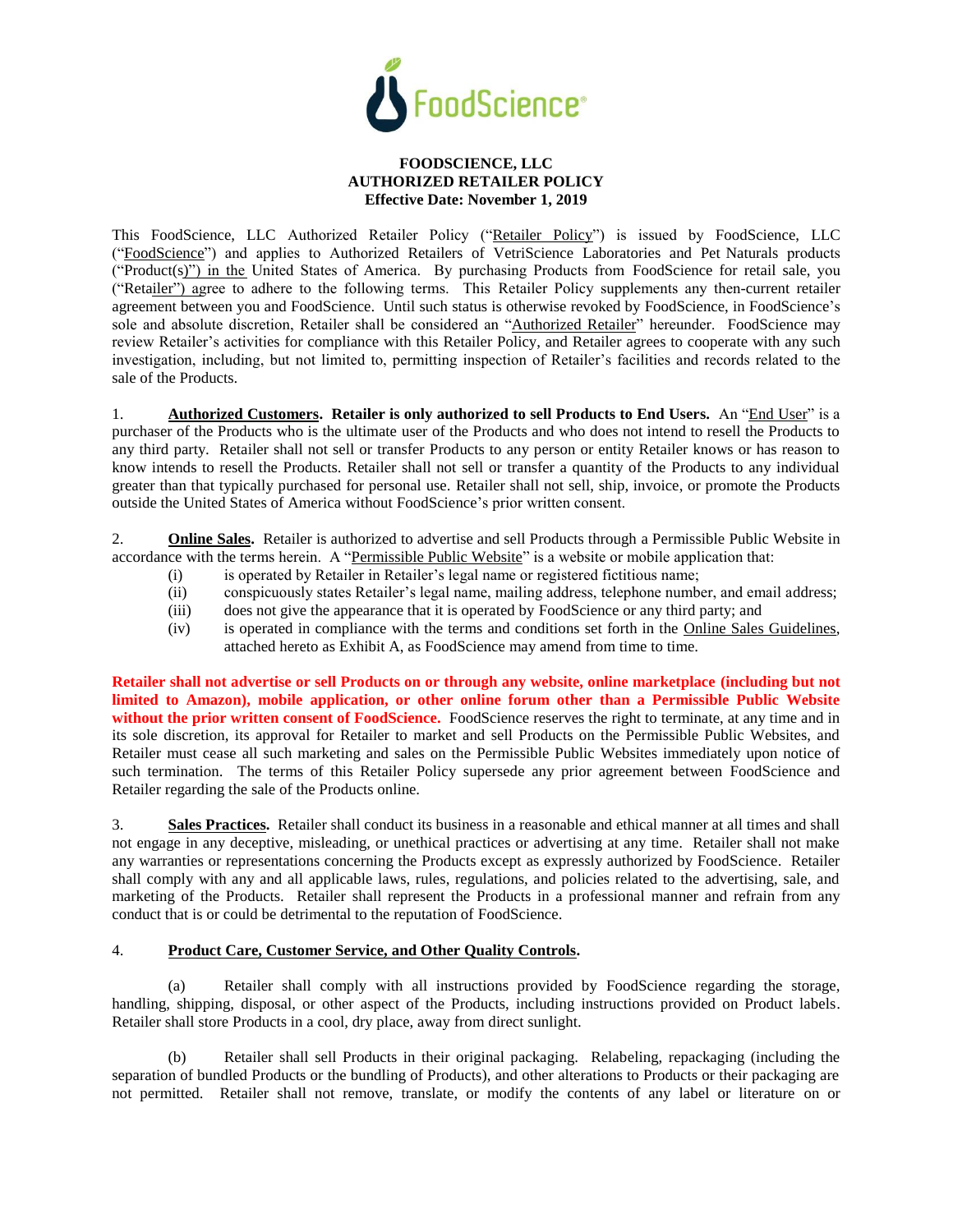**FOODSCIENCE, LLC**
**AUTHORIZED RETAILER POLICY**
**Effective Date: November 1, 2019**

This FoodScience, LLC Authorized Retailer Policy ("Retailer Policy") is issued by FoodScience, LLC ("FoodScience") and applies to Authorized Retailers of VetriScience Laboratories and Pet Naturals products ("Product(s)") in the United States of America. By purchasing Products from FoodScience for retail sale, you ("Retailer") agree to adhere to the following terms. This Retailer Policy supplements any then-current retailer agreement between you and FoodScience. Until such status is otherwise revoked by FoodScience, in FoodScience's sole and absolute discretion, Retailer shall be considered an "Authorized Retailer" hereunder. FoodScience may review Retailer's activities for compliance with this Retailer Policy, and Retailer agrees to cooperate with any such investigation, including, but not limited to, permitting inspection of Retailer's facilities and records related to the sale of the Products.

1. **Authorized Customers. Retailer is only authorized to sell Products to End Users.** An "End User" is a purchaser of the Products who is the ultimate user of the Products and who does not intend to resell the Products to any third party. Retailer shall not sell or transfer Products to any person or entity Retailer knows or has reason to know intends to resell the Products. Retailer shall not sell or transfer a quantity of the Products to any individual greater than that typically purchased for personal use. Retailer shall not sell, ship, invoice, or promote the Products outside the United States of America without FoodScience's prior written consent.

2. **Online Sales.** Retailer is authorized to advertise and sell Products through a Permissible Public Website in accordance with the terms herein. A "Permissible Public Website" is a website or mobile application that:
   - (i) is operated by Retailer in Retailer's legal name or registered fictitious name;
   - (ii) conspicuously states Retailer's legal name, mailing address, telephone number, and email address;
   - (iii) does not give the appearance that it is operated by FoodScience or any third party; and
   - (iv) is operated in compliance with the terms and conditions set forth in the Online Sales Guidelines, attached hereto as Exhibit A, as FoodScience may amend from time to time.

**Retailer shall not advertise or sell Products on or through any website, online marketplace (including but not limited to Amazon), mobile application, or other online forum other than a Permissible Public Website without the prior written consent of FoodScience.** FoodScience reserves the right to terminate, at any time and in its sole discretion, its approval for Retailer to market and sell Products on the Permissible Public Websites, and Retailer must cease all such marketing and sales on the Permissible Public Websites immediately upon notice of such termination. The terms of this Retailer Policy supersede any prior agreement between FoodScience and Retailer regarding the sale of the Products online.

3. **Sales Practices.** Retailer shall conduct its business in a reasonable and ethical manner at all times and shall not engage in any deceptive, misleading, or unethical practices or advertising at any time. Retailer shall not make any warranties or representations concerning the Products except as expressly authorized by FoodScience. Retailer shall comply with any and all applicable laws, rules, regulations, and policies related to the advertising, sale, and marketing of the Products. Retailer shall represent the Products in a professional manner and refrain from any conduct that is or could be detrimental to the reputation of FoodScience.

4. **Product Care, Customer Service, and Other Quality Controls.**

   (a) Retailer shall comply with all instructions provided by FoodScience regarding the storage, handling, shipping, disposal, or other aspect of the Products, including instructions provided on Product labels. Retailer shall store Products in a cool, dry place, away from direct sunlight.

   (b) Retailer shall sell Products in their original packaging. Relabeling, repackaging (including the separation of bundled Products or the bundling of Products), and other alterations to Products or their packaging are not permitted. Retailer shall not remove, translate, or modify the contents of any label or literature on or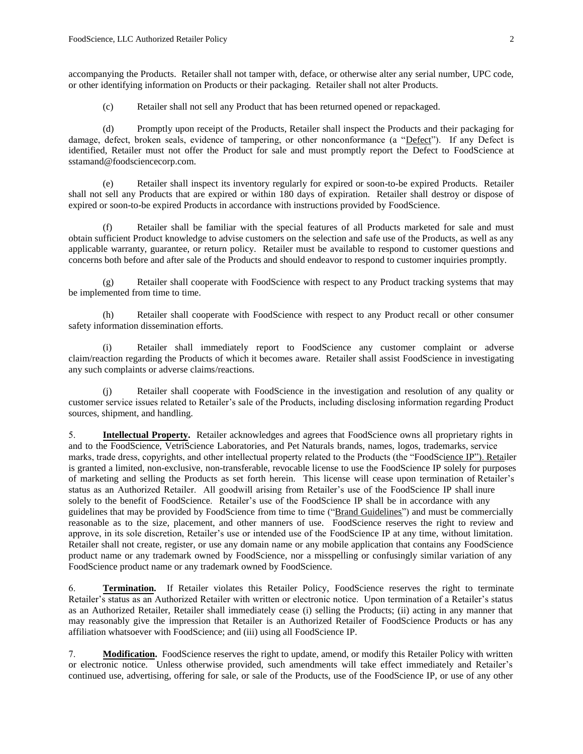accompanying the Products. Retailer shall not tamper with, deface, or otherwise alter any serial number, UPC code, or other identifying information on Products or their packaging. Retailer shall not alter Products.

(c) Retailer shall not sell any Product that has been returned opened or repackaged.

(d) Promptly upon receipt of the Products, Retailer shall inspect the Products and their packaging for damage, defect, broken seals, evidence of tampering, or other nonconformance (a "Defect"). If any Defect is identified, Retailer must not offer the Product for sale and must promptly report the Defect to FoodScience at sstamand@foodsciencecorp.com.

(e) Retailer shall inspect its inventory regularly for expired or soon-to-be expired Products. Retailer shall not sell any Products that are expired or within 180 days of expiration. Retailer shall destroy or dispose of expired or soon-to-be expired Products in accordance with instructions provided by FoodScience.

(f) Retailer shall be familiar with the special features of all Products marketed for sale and must obtain sufficient Product knowledge to advise customers on the selection and safe use of the Products, as well as any applicable warranty, guarantee, or return policy. Retailer must be available to respond to customer questions and concerns both before and after sale of the Products and should endeavor to respond to customer inquiries promptly.

(g) Retailer shall cooperate with FoodScience with respect to any Product tracking systems that may be implemented from time to time.

(h) Retailer shall cooperate with FoodScience with respect to any Product recall or other consumer safety information dissemination efforts.

(i) Retailer shall immediately report to FoodScience any customer complaint or adverse claim/reaction regarding the Products of which it becomes aware. Retailer shall assist FoodScience in investigating any such complaints or adverse claims/reactions.

(j) Retailer shall cooperate with FoodScience in the investigation and resolution of any quality or customer service issues related to Retailer's sale of the Products, including disclosing information regarding Product sources, shipment, and handling.

5. **Intellectual Property.** Retailer acknowledges and agrees that FoodScience owns all proprietary rights in and to the FoodScience, VetriScience Laboratories, and Pet Naturals brands, names, logos, trademarks, service marks, trade dress, copyrights, and other intellectual property related to the Products (the "FoodScience IP"). Retailer is granted a limited, non-exclusive, non-transferable, revocable license to use the FoodScience IP solely for purposes of marketing and selling the Products as set forth herein. This license will cease upon termination of Retailer's status as an Authorized Retailer. All goodwill arising from Retailer's use of the FoodScience IP shall inure solely to the benefit of FoodScience. Retailer's use of the FoodScience IP shall be in accordance with any guidelines that may be provided by FoodScience from time to time ("Brand Guidelines") and must be commercially reasonable as to the size, placement, and other manners of use. FoodScience reserves the right to review and approve, in its sole discretion, Retailer's use or intended use of the FoodScience IP at any time, without limitation. Retailer shall not create, register, or use any domain name or any mobile application that contains any FoodScience product name or any trademark owned by FoodScience, nor a misspelling or confusingly similar variation of any FoodScience product name or any trademark owned by FoodScience.

6. **Termination.** If Retailer violates this Retailer Policy, FoodScience reserves the right to terminate Retailer's status as an Authorized Retailer with written or electronic notice. Upon termination of a Retailer's status as an Authorized Retailer, Retailer shall immediately cease (i) selling the Products; (ii) acting in any manner that may reasonably give the impression that Retailer is an Authorized Retailer of FoodScience Products or has any affiliation whatsoever with FoodScience; and (iii) using all FoodScience IP.

7. **Modification.** FoodScience reserves the right to update, amend, or modify this Retailer Policy with written or electronic notice. Unless otherwise provided, such amendments will take effect immediately and Retailer's continued use, advertising, offering for sale, or sale of the Products, use of the FoodScience IP, or use of any other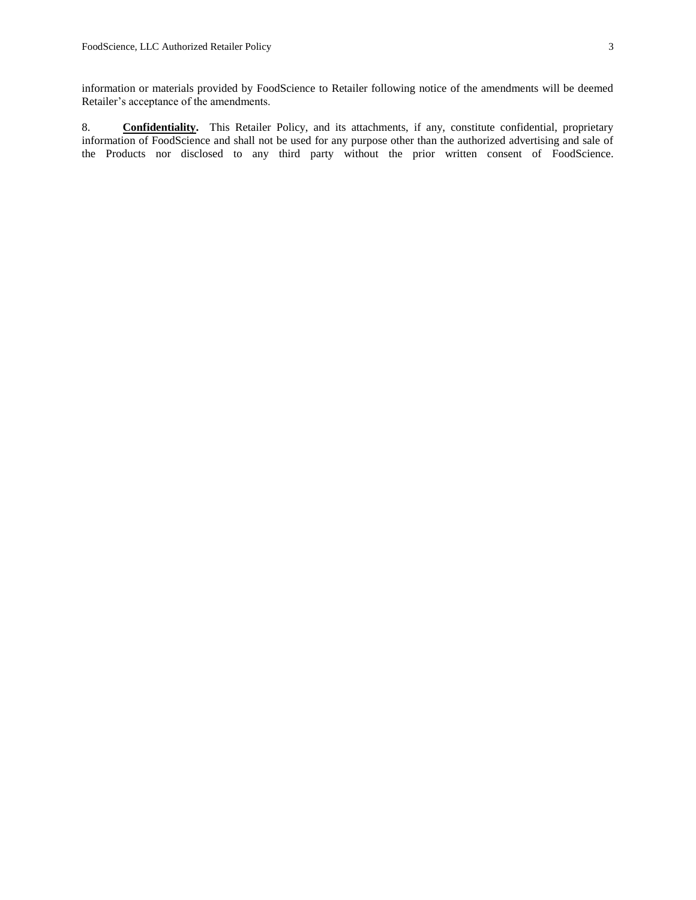information or materials provided by FoodScience to Retailer following notice of the amendments will be deemed Retailer's acceptance of the amendments.

8. **Confidentiality.** This Retailer Policy, and its attachments, if any, constitute confidential, proprietary information of FoodScience and shall not be used for any purpose other than the authorized advertising and sale of the Products nor disclosed to any third party without the prior written consent of FoodScience.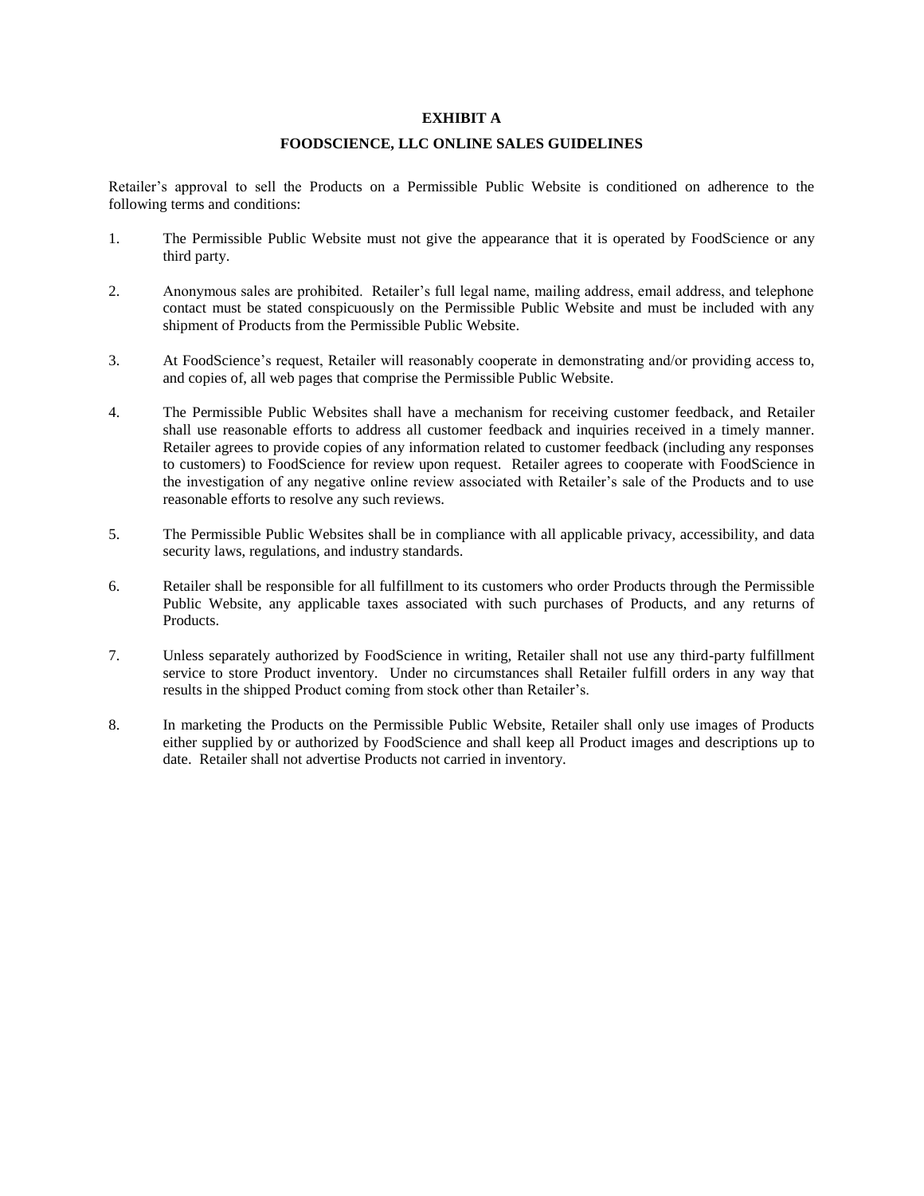# EXHIBIT A

## FOODSCIENCE, LLC ONLINE SALES GUIDELINES

Retailer's approval to sell the Products on a Permissible Public Website is conditioned on adherence to the following terms and conditions:

1. The Permissible Public Website must not give the appearance that it is operated by FoodScience or any third party.

2. Anonymous sales are prohibited. Retailer's full legal name, mailing address, email address, and telephone contact must be stated conspicuously on the Permissible Public Website and must be included with any shipment of Products from the Permissible Public Website.

3. At FoodScience's request, Retailer will reasonably cooperate in demonstrating and/or providing access to, and copies of, all web pages that comprise the Permissible Public Website.

4. The Permissible Public Websites shall have a mechanism for receiving customer feedback, and Retailer shall use reasonable efforts to address all customer feedback and inquiries received in a timely manner. Retailer agrees to provide copies of any information related to customer feedback (including any responses to customers) to FoodScience for review upon request. Retailer agrees to cooperate with FoodScience in the investigation of any negative online review associated with Retailer's sale of the Products and to use reasonable efforts to resolve any such reviews.

5. The Permissible Public Websites shall be in compliance with all applicable privacy, accessibility, and data security laws, regulations, and industry standards.

6. Retailer shall be responsible for all fulfillment to its customers who order Products through the Permissible Public Website, any applicable taxes associated with such purchases of Products, and any returns of Products.

7. Unless separately authorized by FoodScience in writing, Retailer shall not use any third-party fulfillment service to store Product inventory. Under no circumstances shall Retailer fulfill orders in any way that results in the shipped Product coming from stock other than Retailer's.

8. In marketing the Products on the Permissible Public Website, Retailer shall only use images of Products either supplied by or authorized by FoodScience and shall keep all Product images and descriptions up to date. Retailer shall not advertise Products not carried in inventory.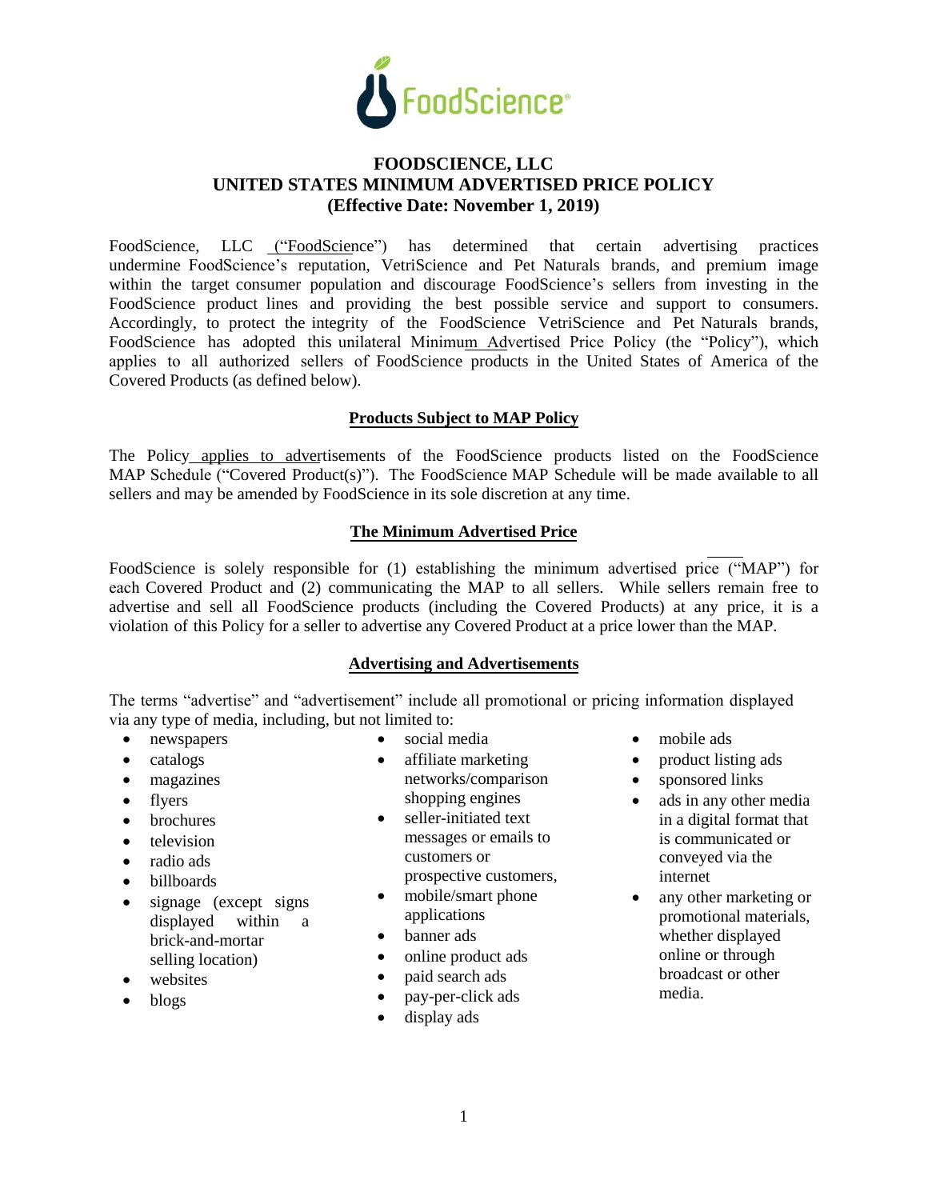# FOODSCIENCE, LLC
# UNITED STATES MINIMUM ADVERTISED PRICE POLICY
# (Effective Date: November 1, 2019)

FoodScience, LLC ("FoodScience") has determined that certain advertising practices undermine FoodScience's reputation, VetriScience and Pet Naturals brands, and premium image within the target consumer population and discourage FoodScience's sellers from investing in the FoodScience product lines and providing the best possible service and support to consumers. Accordingly, to protect the integrity of the FoodScience VetriScience and Pet Naturals brands, FoodScience has adopted this unilateral Minimum Advertised Price Policy (the "Policy"), which applies to all authorized sellers of FoodScience products in the United States of America of the Covered Products (as defined below).

## Products Subject to MAP Policy

The Policy applies to advertisements of the FoodScience products listed on the FoodScience MAP Schedule ("Covered Product(s)"). The FoodScience MAP Schedule will be made available to all sellers and may be amended by FoodScience in its sole discretion at any time.

## The Minimum Advertised Price

FoodScience is solely responsible for (1) establishing the minimum advertised price ("MAP") for each Covered Product and (2) communicating the MAP to all sellers. While sellers remain free to advertise and sell all FoodScience products (including the Covered Products) at any price, it is a violation of this Policy for a seller to advertise any Covered Product at a price lower than the MAP.

## Advertising and Advertisements

The terms "advertise" and "advertisement" include all promotional or pricing information displayed via any type of media, including, but not limited to:

- newspapers
- catalogs
- magazines
- flyers
- brochures
- television
- radio ads
- billboards
- signage (except signs displayed within a brick-and-mortar selling location)
- websites
- blogs
- social media
- affiliate marketing networks/comparison shopping engines
- seller-initiated text messages or emails to customers or prospective customers,
- mobile/smart phone applications
- banner ads
- online product ads
- paid search ads
- pay-per-click ads
- display ads
- mobile ads
- product listing ads
- sponsored links
- ads in any other media in a digital format that is communicated or conveyed via the internet
- any other marketing or promotional materials, whether displayed online or through broadcast or other media.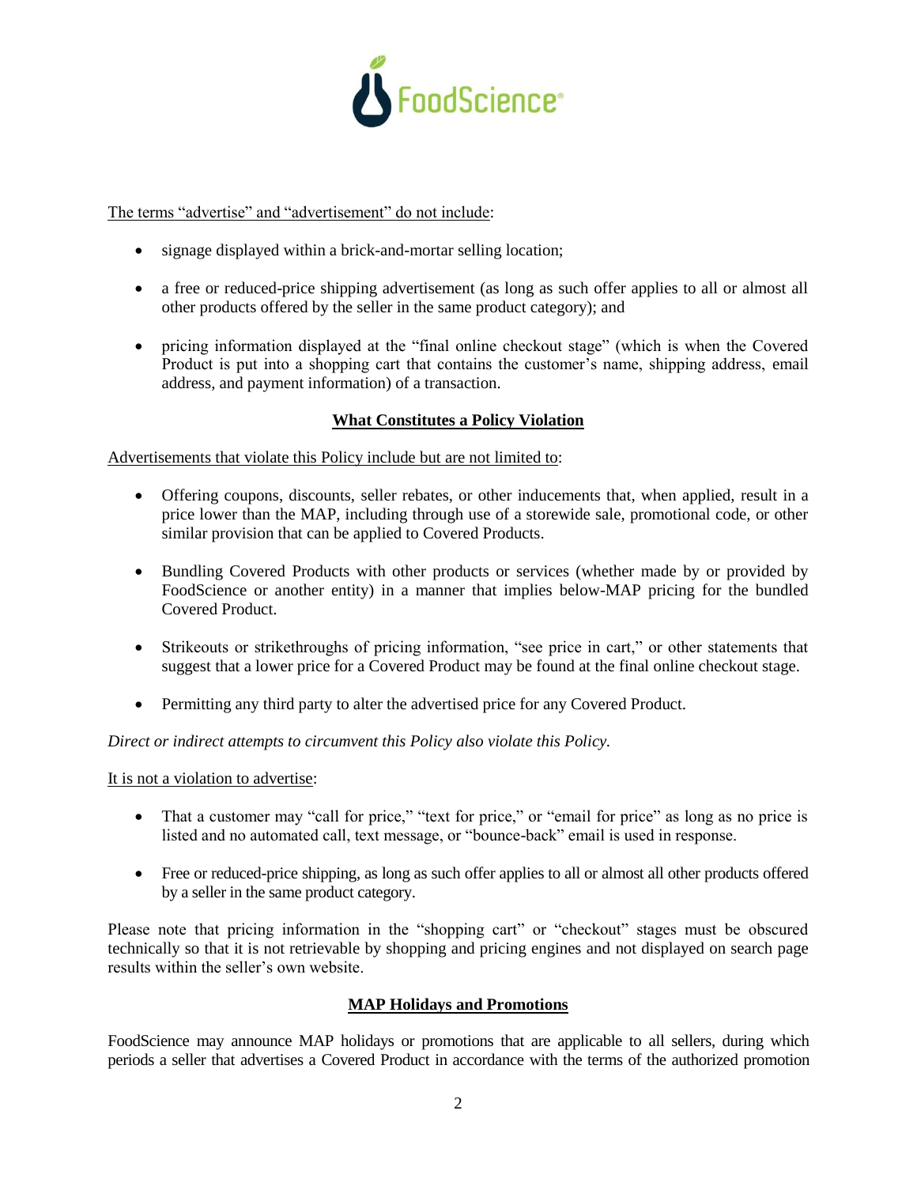The terms "advertise" and "advertisement" do not include:

- signage displayed within a brick-and-mortar selling location;
- a free or reduced-price shipping advertisement (as long as such offer applies to all or almost all other products offered by the seller in the same product category); and
- pricing information displayed at the "final online checkout stage" (which is when the Covered Product is put into a shopping cart that contains the customer's name, shipping address, email address, and payment information) of a transaction.

## What Constitutes a Policy Violation

Advertisements that violate this Policy include but are not limited to:

- Offering coupons, discounts, seller rebates, or other inducements that, when applied, result in a price lower than the MAP, including through use of a storewide sale, promotional code, or other similar provision that can be applied to Covered Products.
- Bundling Covered Products with other products or services (whether made by or provided by FoodScience or another entity) in a manner that implies below-MAP pricing for the bundled Covered Product.
- Strikeouts or strikethroughs of pricing information, "see price in cart," or other statements that suggest that a lower price for a Covered Product may be found at the final online checkout stage.
- Permitting any third party to alter the advertised price for any Covered Product.

*Direct or indirect attempts to circumvent this Policy also violate this Policy.*

It is not a violation to advertise:

- That a customer may "call for price," "text for price," or "email for price" as long as no price is listed and no automated call, text message, or "bounce-back" email is used in response.
- Free or reduced-price shipping, as long as such offer applies to all or almost all other products offered by a seller in the same product category.

Please note that pricing information in the "shopping cart" or "checkout" stages must be obscured technically so that it is not retrievable by shopping and pricing engines and not displayed on search page results within the seller's own website.

## MAP Holidays and Promotions

FoodScience may announce MAP holidays or promotions that are applicable to all sellers, during which periods a seller that advertises a Covered Product in accordance with the terms of the authorized promotion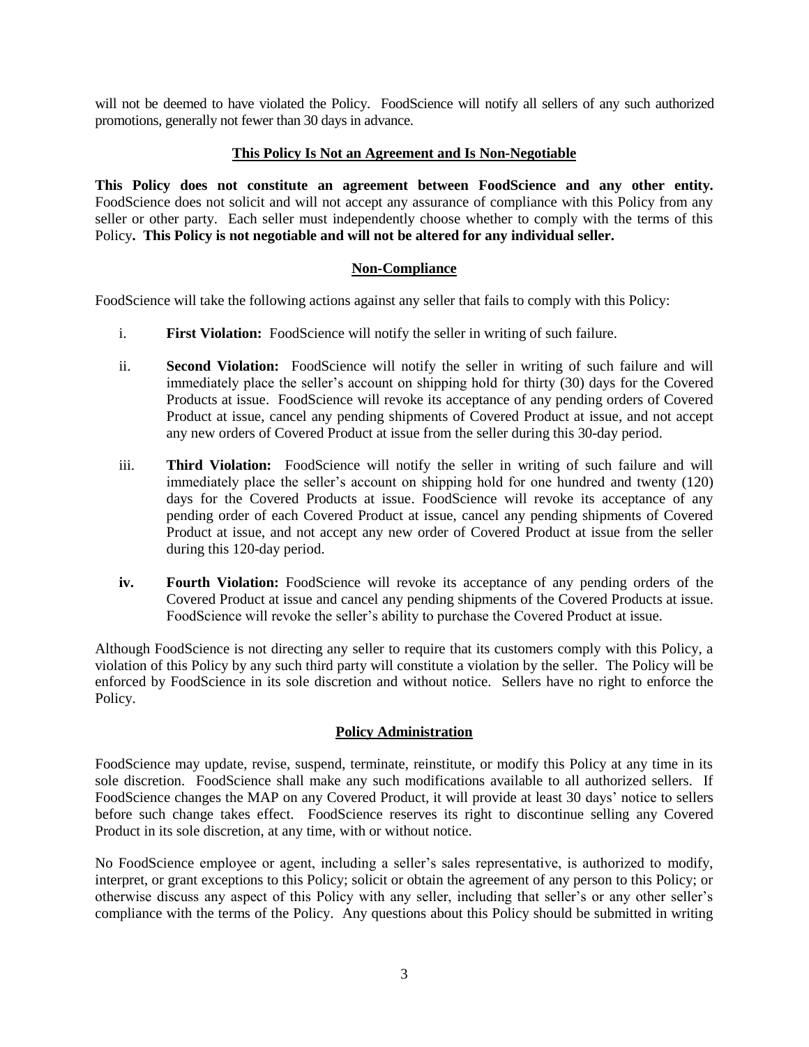will not be deemed to have violated the Policy. FoodScience will notify all sellers of any such authorized promotions, generally not fewer than 30 days in advance.

## This Policy Is Not an Agreement and Is Non-Negotiable

**This Policy does not constitute an agreement between FoodScience and any other entity.** FoodScience does not solicit and will not accept any assurance of compliance with this Policy from any seller or other party. Each seller must independently choose whether to comply with the terms of this Policy**. This Policy is not negotiable and will not be altered for any individual seller.**

## Non-Compliance

FoodScience will take the following actions against any seller that fails to comply with this Policy:

i. **First Violation:** FoodScience will notify the seller in writing of such failure.

ii. **Second Violation:** FoodScience will notify the seller in writing of such failure and will immediately place the seller's account on shipping hold for thirty (30) days for the Covered Products at issue. FoodScience will revoke its acceptance of any pending orders of Covered Product at issue, cancel any pending shipments of Covered Product at issue, and not accept any new orders of Covered Product at issue from the seller during this 30-day period.

iii. **Third Violation:** FoodScience will notify the seller in writing of such failure and will immediately place the seller's account on shipping hold for one hundred and twenty (120) days for the Covered Products at issue. FoodScience will revoke its acceptance of any pending order of each Covered Product at issue, cancel any pending shipments of Covered Product at issue, and not accept any new order of Covered Product at issue from the seller during this 120-day period.

**iv.** **Fourth Violation:** FoodScience will revoke its acceptance of any pending orders of the Covered Product at issue and cancel any pending shipments of the Covered Products at issue. FoodScience will revoke the seller's ability to purchase the Covered Product at issue.

Although FoodScience is not directing any seller to require that its customers comply with this Policy, a violation of this Policy by any such third party will constitute a violation by the seller. The Policy will be enforced by FoodScience in its sole discretion and without notice. Sellers have no right to enforce the Policy.

## Policy Administration

FoodScience may update, revise, suspend, terminate, reinstitute, or modify this Policy at any time in its sole discretion. FoodScience shall make any such modifications available to all authorized sellers. If FoodScience changes the MAP on any Covered Product, it will provide at least 30 days' notice to sellers before such change takes effect. FoodScience reserves its right to discontinue selling any Covered Product in its sole discretion, at any time, with or without notice.

No FoodScience employee or agent, including a seller's sales representative, is authorized to modify, interpret, or grant exceptions to this Policy; solicit or obtain the agreement of any person to this Policy; or otherwise discuss any aspect of this Policy with any seller, including that seller's or any other seller's compliance with the terms of the Policy. Any questions about this Policy should be submitted in writing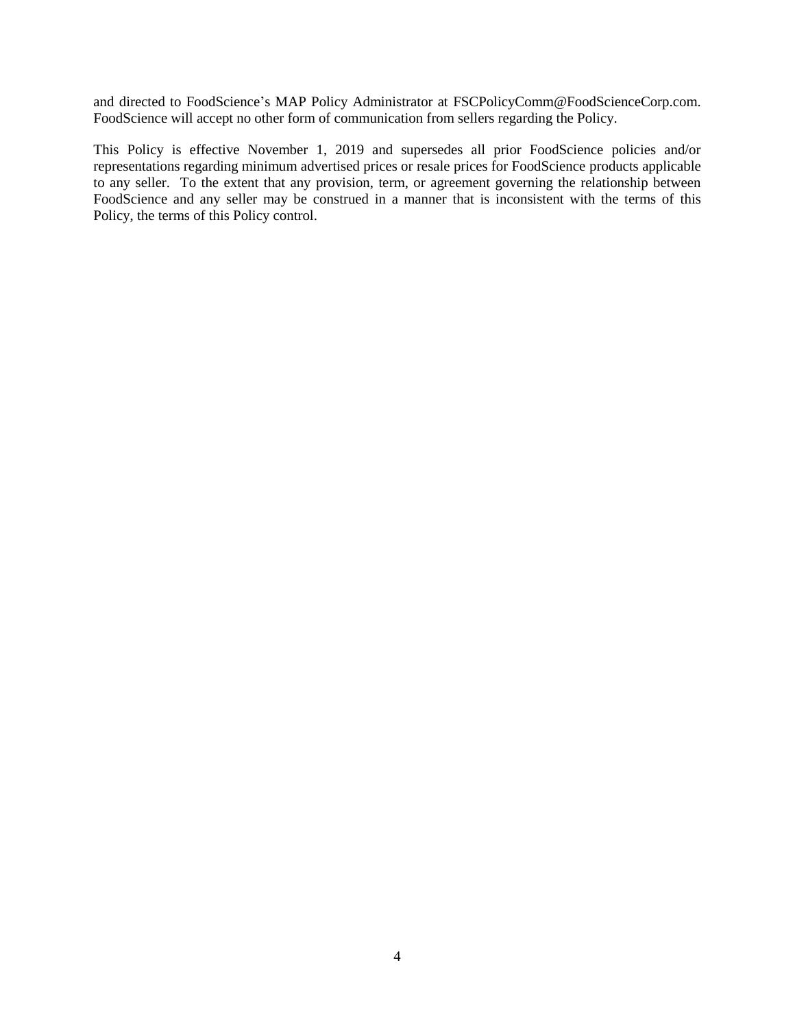and directed to FoodScience's MAP Policy Administrator at FSCPolicyComm@FoodScienceCorp.com. FoodScience will accept no other form of communication from sellers regarding the Policy.

This Policy is effective November 1, 2019 and supersedes all prior FoodScience policies and/or representations regarding minimum advertised prices or resale prices for FoodScience products applicable to any seller. To the extent that any provision, term, or agreement governing the relationship between FoodScience and any seller may be construed in a manner that is inconsistent with the terms of this Policy, the terms of this Policy control.